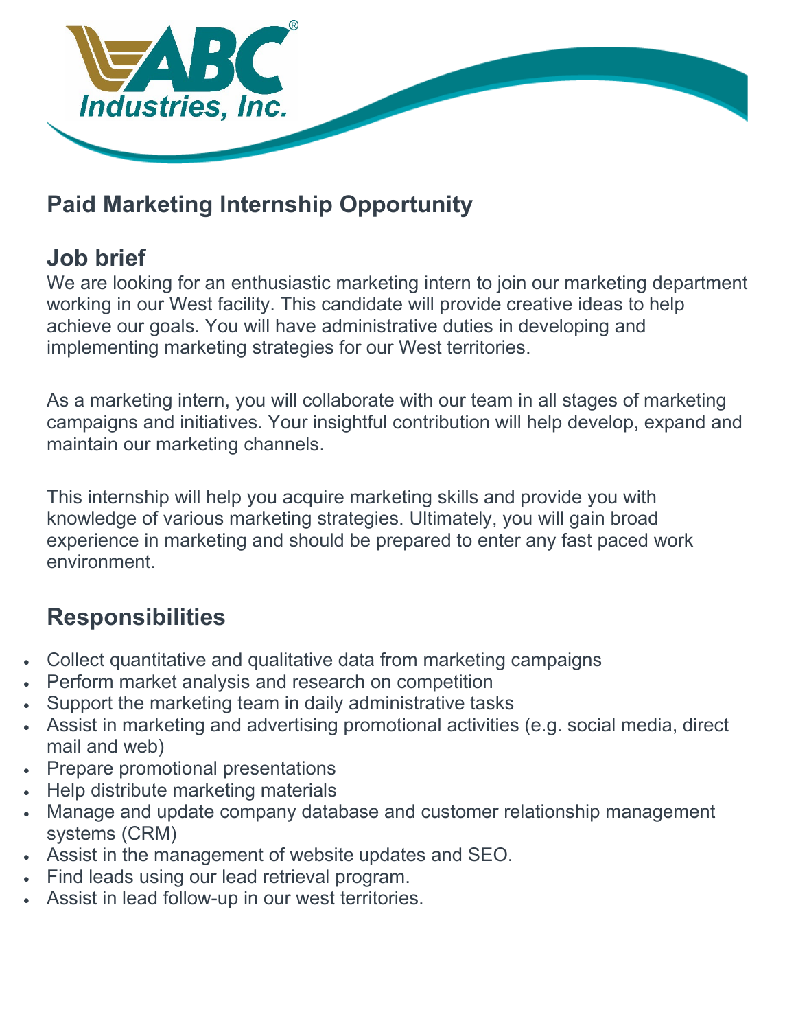ABC Industries, Inc.®

# Paid Marketing Internship Opportunity

## Job brief

We are looking for an enthusiastic marketing intern to join our marketing department working in our West facility. This candidate will provide creative ideas to help achieve our goals. You will have administrative duties in developing and implementing marketing strategies for our West territories.

As a marketing intern, you will collaborate with our team in all stages of marketing campaigns and initiatives. Your insightful contribution will help develop, expand and maintain our marketing channels.

This internship will help you acquire marketing skills and provide you with knowledge of various marketing strategies. Ultimately, you will gain broad experience in marketing and should be prepared to enter any fast paced work environment.

## Responsibilities

- Collect quantitative and qualitative data from marketing campaigns
- Perform market analysis and research on competition
- Support the marketing team in daily administrative tasks
- Assist in marketing and advertising promotional activities (e.g. social media, direct mail and web)
- Prepare promotional presentations
- Help distribute marketing materials
- Manage and update company database and customer relationship management systems (CRM)
- Assist in the management of website updates and SEO.
- Find leads using our lead retrieval program.
- Assist in lead follow-up in our west territories.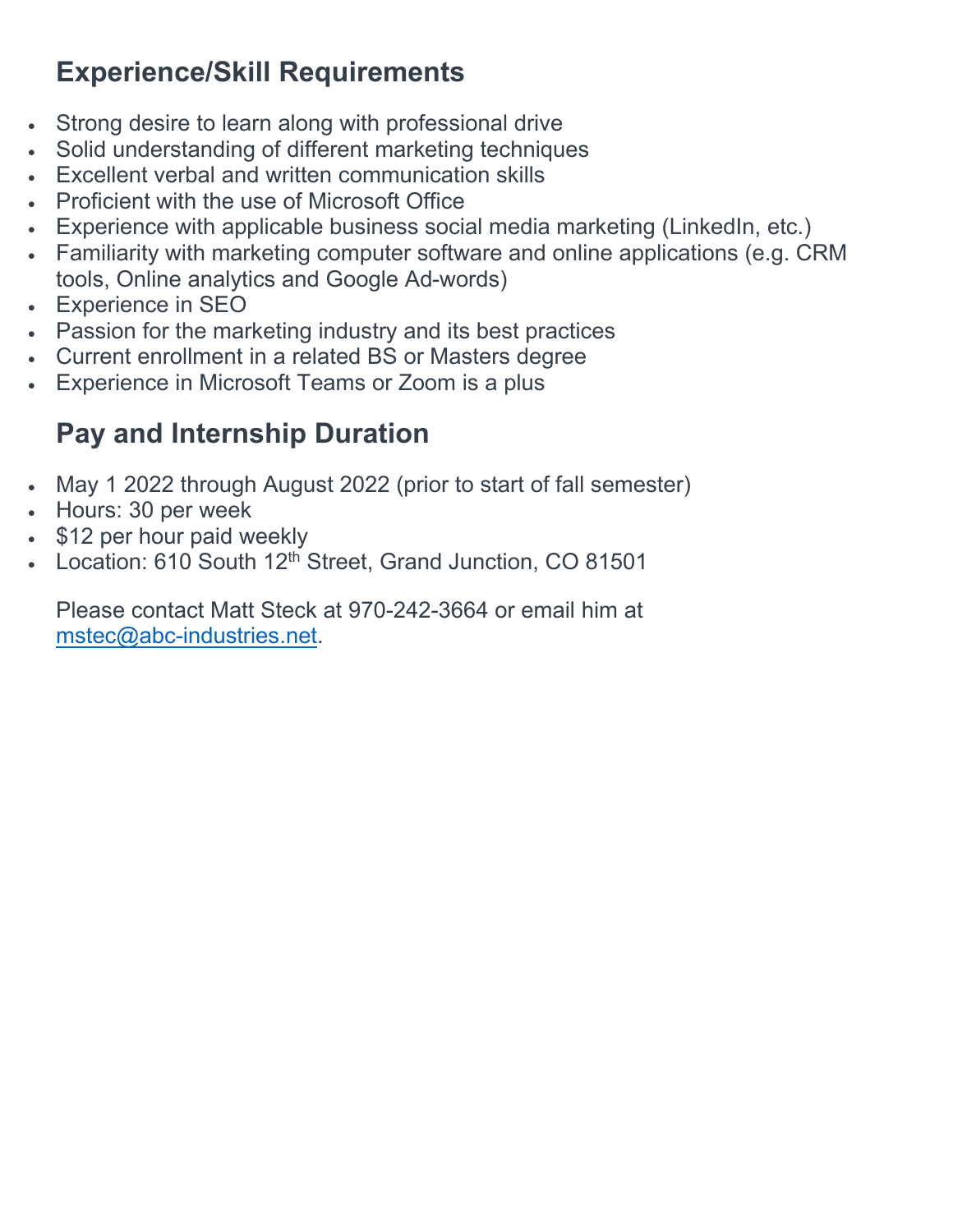## Experience/Skill Requirements

- Strong desire to learn along with professional drive
- Solid understanding of different marketing techniques
- Excellent verbal and written communication skills
- Proficient with the use of Microsoft Office
- Experience with applicable business social media marketing (LinkedIn, etc.)
- Familiarity with marketing computer software and online applications (e.g. CRM tools, Online analytics and Google Ad-words)
- Experience in SEO
- Passion for the marketing industry and its best practices
- Current enrollment in a related BS or Masters degree
- Experience in Microsoft Teams or Zoom is a plus

## Pay and Internship Duration

- May 1 2022 through August 2022 (prior to start of fall semester)
- Hours: 30 per week
- $12 per hour paid weekly
- Location: 610 South 12th Street, Grand Junction, CO 81501

Please contact Matt Steck at 970-242-3664 or email him at mstec@abc-industries.net.